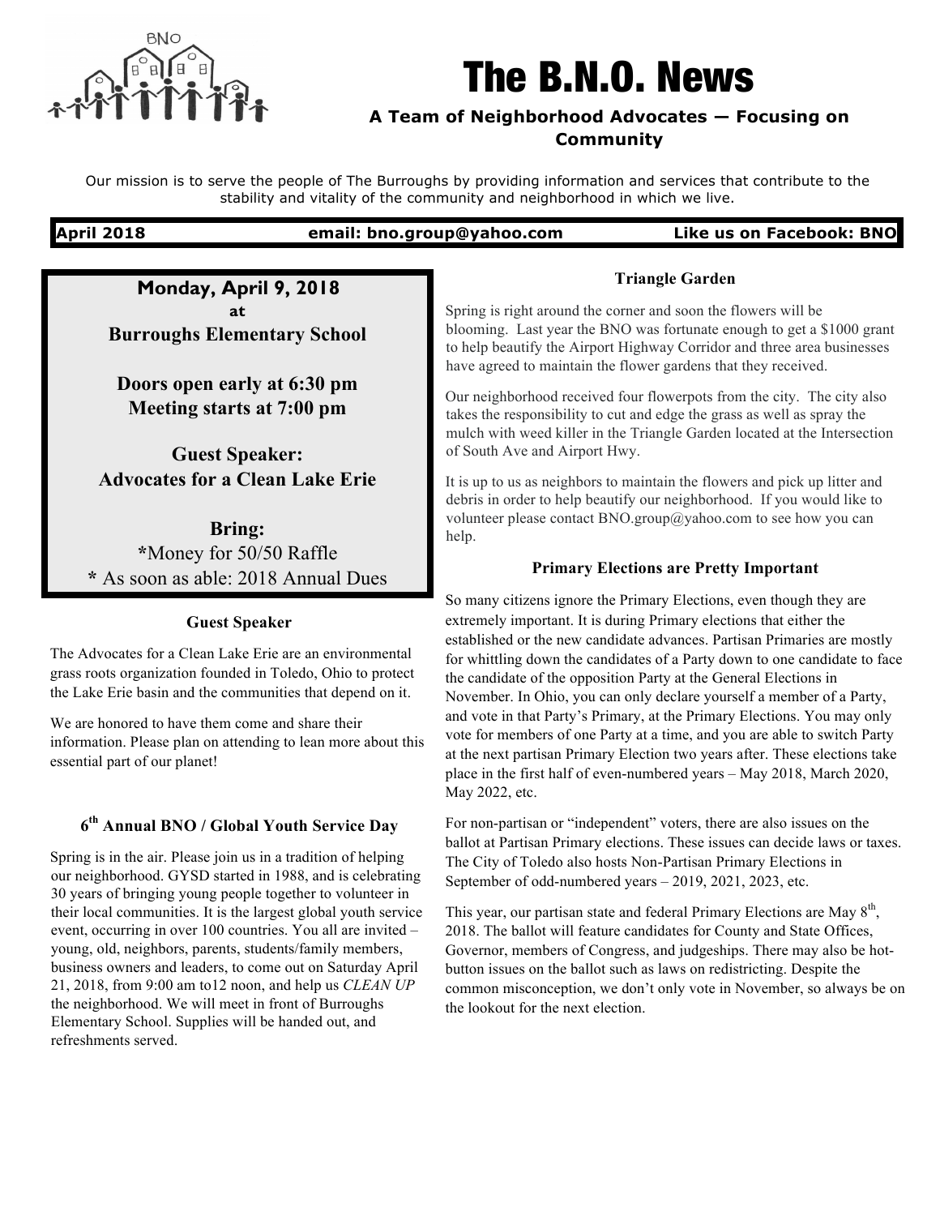# The B.N.O. News

**A Team of Neighborhood Advocates — Focusing on Community**

Our mission is to serve the people of The Burroughs by providing information and services that contribute to the stability and vitality of the community and neighborhood in which we live.

**April 2018** | **email: bno.group@yahoo.com** | **Like us on Facebook: BNO**

---

**Monday, April 9, 2018**
**at**
**Burroughs Elementary School**

**Doors open early at 6:30 pm**
**Meeting starts at 7:00 pm**

**Guest Speaker:**
**Advocates for a Clean Lake Erie**

**Bring:**
***Money for 50/50 Raffle**
*** As soon as able: 2018 Annual Dues**

---

### Guest Speaker

The Advocates for a Clean Lake Erie are an environmental grass roots organization founded in Toledo, Ohio to protect the Lake Erie basin and the communities that depend on it.

We are honored to have them come and share their information. Please plan on attending to lean more about this essential part of our planet!

### 6th Annual BNO / Global Youth Service Day

Spring is in the air. Please join us in a tradition of helping our neighborhood. GYSD started in 1988, and is celebrating 30 years of bringing young people together to volunteer in their local communities. It is the largest global youth service event, occurring in over 100 countries. You all are invited – young, old, neighbors, parents, students/family members, business owners and leaders, to come out on Saturday April 21, 2018, from 9:00 am to12 noon, and help us *CLEAN UP* the neighborhood. We will meet in front of Burroughs Elementary School. Supplies will be handed out, and refreshments served.

### Triangle Garden

Spring is right around the corner and soon the flowers will be blooming. Last year the BNO was fortunate enough to get a $1000 grant to help beautify the Airport Highway Corridor and three area businesses have agreed to maintain the flower gardens that they received.

Our neighborhood received four flowerpots from the city. The city also takes the responsibility to cut and edge the grass as well as spray the mulch with weed killer in the Triangle Garden located at the Intersection of South Ave and Airport Hwy.

It is up to us as neighbors to maintain the flowers and pick up litter and debris in order to help beautify our neighborhood. If you would like to volunteer please contact BNO.group@yahoo.com to see how you can help.

### Primary Elections are Pretty Important

So many citizens ignore the Primary Elections, even though they are extremely important. It is during Primary elections that either the established or the new candidate advances. Partisan Primaries are mostly for whittling down the candidates of a Party down to one candidate to face the candidate of the opposition Party at the General Elections in November. In Ohio, you can only declare yourself a member of a Party, and vote in that Party's Primary, at the Primary Elections. You may only vote for members of one Party at a time, and you are able to switch Party at the next partisan Primary Election two years after. These elections take place in the first half of even-numbered years – May 2018, March 2020, May 2022, etc.

For non-partisan or "independent" voters, there are also issues on the ballot at Partisan Primary elections. These issues can decide laws or taxes. The City of Toledo also hosts Non-Partisan Primary Elections in September of odd-numbered years – 2019, 2021, 2023, etc.

This year, our partisan state and federal Primary Elections are May 8th, 2018. The ballot will feature candidates for County and State Offices, Governor, members of Congress, and judgeships. There may also be hot-button issues on the ballot such as laws on redistricting. Despite the common misconception, we don't only vote in November, so always be on the lookout for the next election.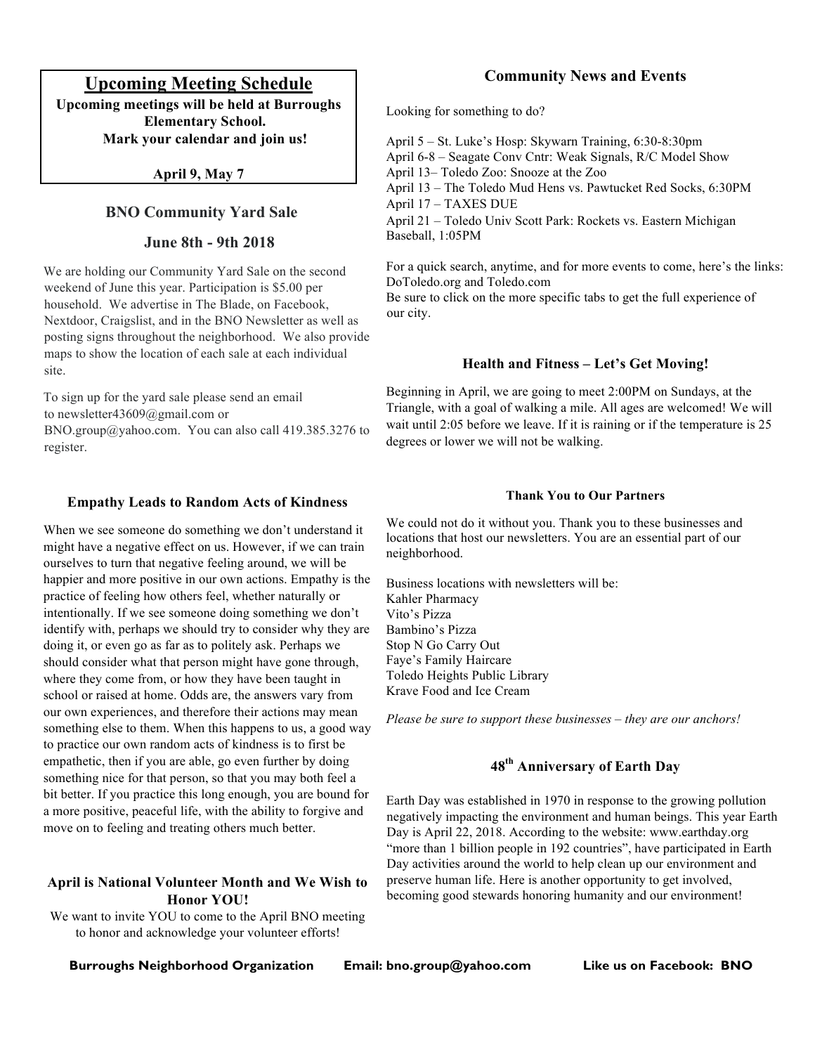## Upcoming Meeting Schedule

**Upcoming meetings will be held at Burroughs Elementary School.**
**Mark your calendar and join us!**

**April 9, May 7**

## BNO Community Yard Sale

### June 8th - 9th 2018

We are holding our Community Yard Sale on the second weekend of June this year. Participation is $5.00 per household. We advertise in The Blade, on Facebook, Nextdoor, Craigslist, and in the BNO Newsletter as well as posting signs throughout the neighborhood. We also provide maps to show the location of each sale at each individual site.

To sign up for the yard sale please send an email to newsletter43609@gmail.com or BNO.group@yahoo.com. You can also call 419.385.3276 to register.

## Empathy Leads to Random Acts of Kindness

When we see someone do something we don't understand it might have a negative effect on us. However, if we can train ourselves to turn that negative feeling around, we will be happier and more positive in our own actions. Empathy is the practice of feeling how others feel, whether naturally or intentionally. If we see someone doing something we don't identify with, perhaps we should try to consider why they are doing it, or even go as far as to politely ask. Perhaps we should consider what that person might have gone through, where they come from, or how they have been taught in school or raised at home. Odds are, the answers vary from our own experiences, and therefore their actions may mean something else to them. When this happens to us, a good way to practice our own random acts of kindness is to first be empathetic, then if you are able, go even further by doing something nice for that person, so that you may both feel a bit better. If you practice this long enough, you are bound for a more positive, peaceful life, with the ability to forgive and move on to feeling and treating others much better.

## April is National Volunteer Month and We Wish to Honor YOU!

We want to invite YOU to come to the April BNO meeting to honor and acknowledge your volunteer efforts!

## Community News and Events

Looking for something to do?

April 5 – St. Luke's Hosp: Skywarn Training, 6:30-8:30pm
April 6-8 – Seagate Conv Cntr: Weak Signals, R/C Model Show
April 13– Toledo Zoo: Snooze at the Zoo
April 13 – The Toledo Mud Hens vs. Pawtucket Red Socks, 6:30PM
April 17 – TAXES DUE
April 21 – Toledo Univ Scott Park: Rockets vs. Eastern Michigan Baseball, 1:05PM

For a quick search, anytime, and for more events to come, here's the links: DoToledo.org and Toledo.com
Be sure to click on the more specific tabs to get the full experience of our city.

## Health and Fitness – Let's Get Moving!

Beginning in April, we are going to meet 2:00PM on Sundays, at the Triangle, with a goal of walking a mile. All ages are welcomed! We will wait until 2:05 before we leave. If it is raining or if the temperature is 25 degrees or lower we will not be walking.

### Thank You to Our Partners

We could not do it without you. Thank you to these businesses and locations that host our newsletters. You are an essential part of our neighborhood.

Business locations with newsletters will be:
Kahler Pharmacy
Vito's Pizza
Bambino's Pizza
Stop N Go Carry Out
Faye's Family Haircare
Toledo Heights Public Library
Krave Food and Ice Cream

*Please be sure to support these businesses – they are our anchors!*

## 48th Anniversary of Earth Day

Earth Day was established in 1970 in response to the growing pollution negatively impacting the environment and human beings. This year Earth Day is April 22, 2018. According to the website: www.earthday.org "more than 1 billion people in 192 countries", have participated in Earth Day activities around the world to help clean up our environment and preserve human life. Here is another opportunity to get involved, becoming good stewards honoring humanity and our environment!

**Burroughs Neighborhood Organization Email: bno.group@yahoo.com Like us on Facebook: BNO**